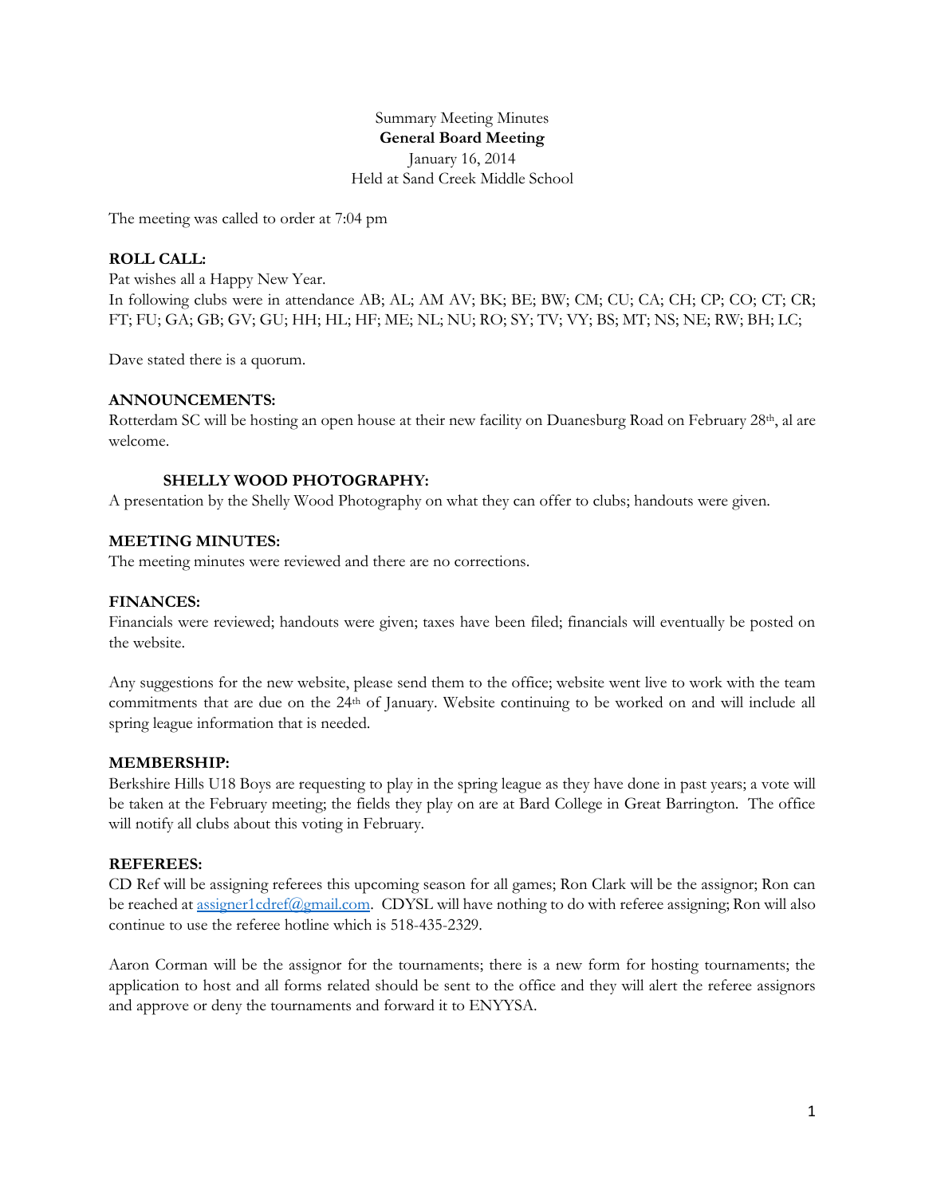Summary Meeting Minutes

**General Board Meeting**

January 16, 2014

Held at Sand Creek Middle School

The meeting was called to order at 7:04 pm

**ROLL CALL:**

Pat wishes all a Happy New Year.

In following clubs were in attendance AB; AL; AM AV; BK; BE; BW; CM; CU; CA; CH; CP; CO; CT; CR; FT; FU; GA; GB; GV; GU; HH; HL; HF; ME; NL; NU; RO; SY; TV; VY; BS; MT; NS; NE; RW; BH; LC;

Dave stated there is a quorum.

**ANNOUNCEMENTS:**

Rotterdam SC will be hosting an open house at their new facility on Duanesburg Road on February 28th, al are welcome.

**SHELLY WOOD PHOTOGRAPHY:**

A presentation by the Shelly Wood Photography on what they can offer to clubs; handouts were given.

**MEETING MINUTES:**

The meeting minutes were reviewed and there are no corrections.

**FINANCES:**

Financials were reviewed; handouts were given; taxes have been filed; financials will eventually be posted on the website.

Any suggestions for the new website, please send them to the office; website went live to work with the team commitments that are due on the 24th of January. Website continuing to be worked on and will include all spring league information that is needed.

**MEMBERSHIP:**

Berkshire Hills U18 Boys are requesting to play in the spring league as they have done in past years; a vote will be taken at the February meeting; the fields they play on are at Bard College in Great Barrington. The office will notify all clubs about this voting in February.

**REFEREES:**

CD Ref will be assigning referees this upcoming season for all games; Ron Clark will be the assignor; Ron can be reached at assigner1cdref@gmail.com. CDYSL will have nothing to do with referee assigning; Ron will also continue to use the referee hotline which is 518-435-2329.

Aaron Corman will be the assignor for the tournaments; there is a new form for hosting tournaments; the application to host and all forms related should be sent to the office and they will alert the referee assignors and approve or deny the tournaments and forward it to ENYYSA.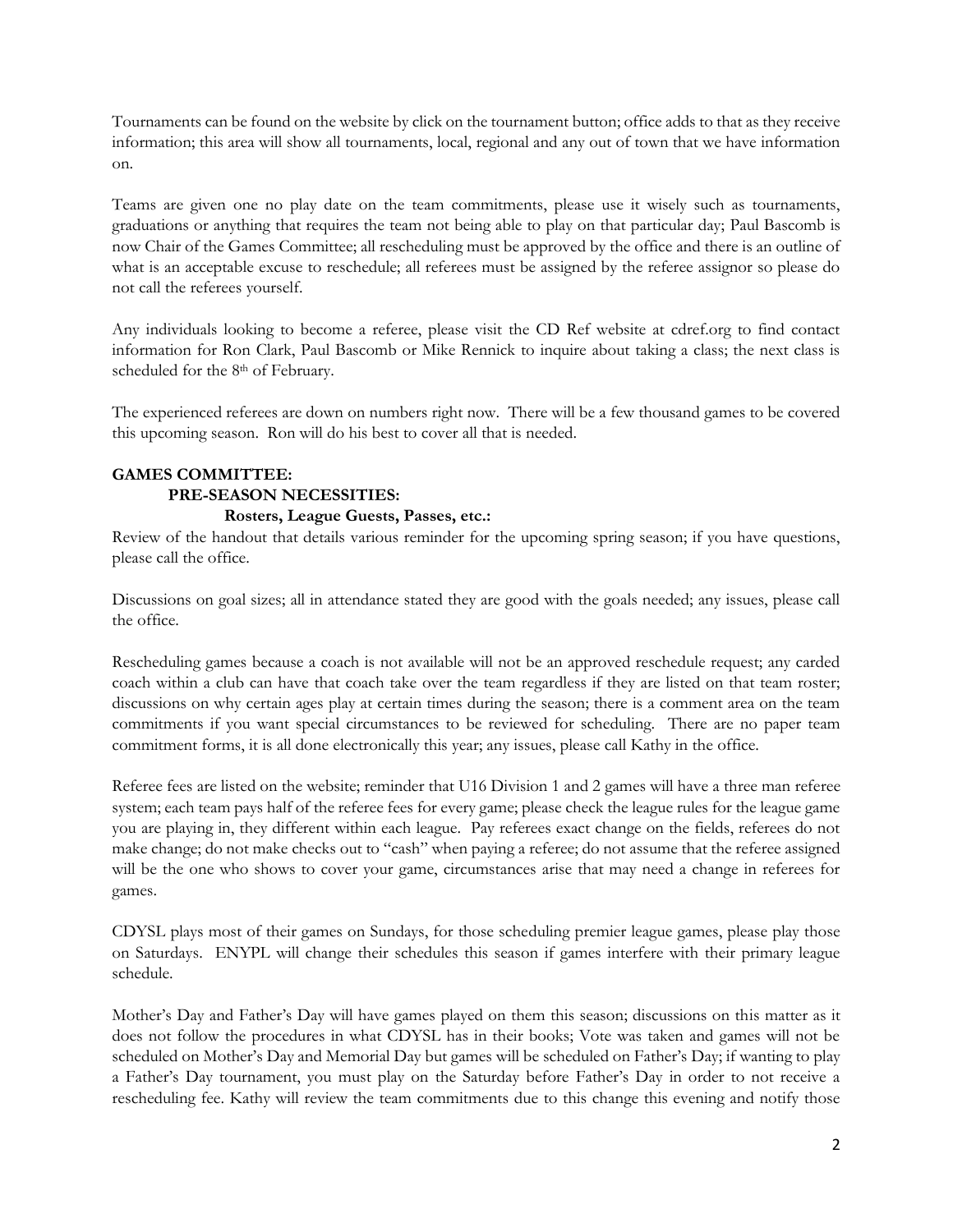Tournaments can be found on the website by click on the tournament button; office adds to that as they receive information; this area will show all tournaments, local, regional and any out of town that we have information on.

Teams are given one no play date on the team commitments, please use it wisely such as tournaments, graduations or anything that requires the team not being able to play on that particular day; Paul Bascomb is now Chair of the Games Committee; all rescheduling must be approved by the office and there is an outline of what is an acceptable excuse to reschedule; all referees must be assigned by the referee assignor so please do not call the referees yourself.

Any individuals looking to become a referee, please visit the CD Ref website at cdref.org to find contact information for Ron Clark, Paul Bascomb or Mike Rennick to inquire about taking a class; the next class is scheduled for the 8th of February.

The experienced referees are down on numbers right now. There will be a few thousand games to be covered this upcoming season. Ron will do his best to cover all that is needed.

**GAMES COMMITTEE:**

**PRE-SEASON NECESSITIES:**

**Rosters, League Guests, Passes, etc.:**

Review of the handout that details various reminder for the upcoming spring season; if you have questions, please call the office.

Discussions on goal sizes; all in attendance stated they are good with the goals needed; any issues, please call the office.

Rescheduling games because a coach is not available will not be an approved reschedule request; any carded coach within a club can have that coach take over the team regardless if they are listed on that team roster; discussions on why certain ages play at certain times during the season; there is a comment area on the team commitments if you want special circumstances to be reviewed for scheduling. There are no paper team commitment forms, it is all done electronically this year; any issues, please call Kathy in the office.

Referee fees are listed on the website; reminder that U16 Division 1 and 2 games will have a three man referee system; each team pays half of the referee fees for every game; please check the league rules for the league game you are playing in, they different within each league. Pay referees exact change on the fields, referees do not make change; do not make checks out to "cash" when paying a referee; do not assume that the referee assigned will be the one who shows to cover your game, circumstances arise that may need a change in referees for games.

CDYSL plays most of their games on Sundays, for those scheduling premier league games, please play those on Saturdays. ENYPL will change their schedules this season if games interfere with their primary league schedule.

Mother's Day and Father's Day will have games played on them this season; discussions on this matter as it does not follow the procedures in what CDYSL has in their books; Vote was taken and games will not be scheduled on Mother's Day and Memorial Day but games will be scheduled on Father's Day; if wanting to play a Father's Day tournament, you must play on the Saturday before Father's Day in order to not receive a rescheduling fee. Kathy will review the team commitments due to this change this evening and notify those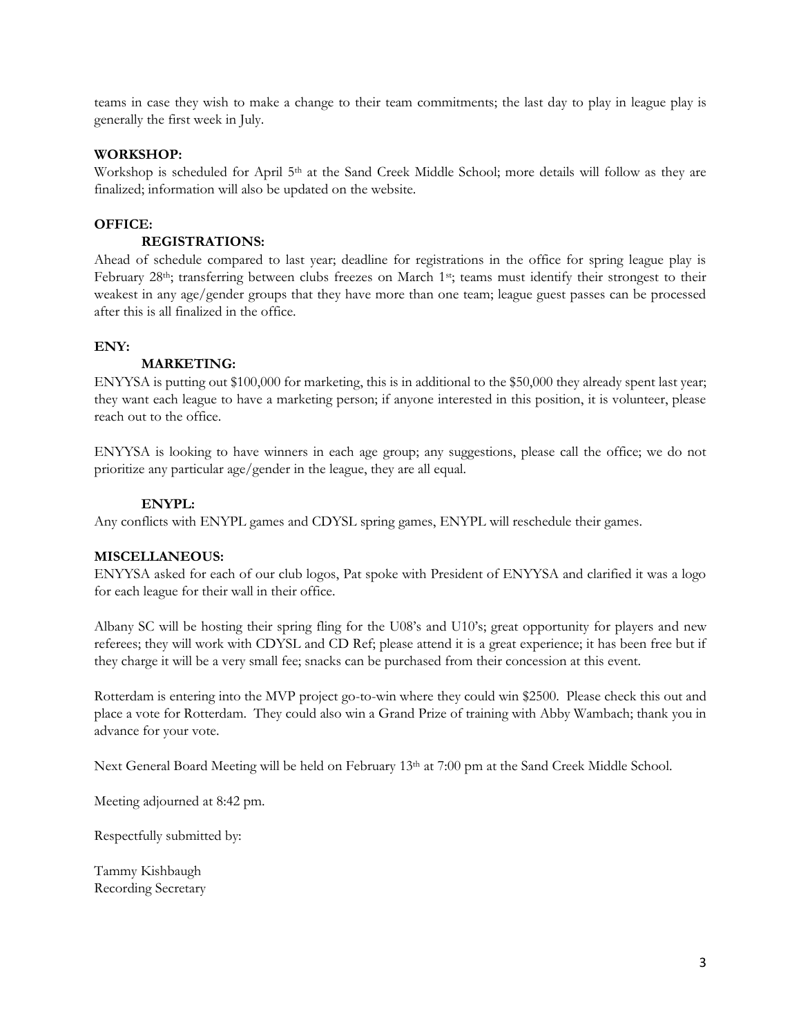teams in case they wish to make a change to their team commitments; the last day to play in league play is generally the first week in July.

**WORKSHOP:**

Workshop is scheduled for April 5th at the Sand Creek Middle School; more details will follow as they are finalized; information will also be updated on the website.

**OFFICE:**

**REGISTRATIONS:**

Ahead of schedule compared to last year; deadline for registrations in the office for spring league play is February 28th; transferring between clubs freezes on March 1st; teams must identify their strongest to their weakest in any age/gender groups that they have more than one team; league guest passes can be processed after this is all finalized in the office.

**ENY:**

**MARKETING:**

ENYYSA is putting out $100,000 for marketing, this is in additional to the $50,000 they already spent last year; they want each league to have a marketing person; if anyone interested in this position, it is volunteer, please reach out to the office.

ENYYSA is looking to have winners in each age group; any suggestions, please call the office; we do not prioritize any particular age/gender in the league, they are all equal.

**ENYPL:**

Any conflicts with ENYPL games and CDYSL spring games, ENYPL will reschedule their games.

**MISCELLANEOUS:**

ENYYSA asked for each of our club logos, Pat spoke with President of ENYYSA and clarified it was a logo for each league for their wall in their office.

Albany SC will be hosting their spring fling for the U08's and U10's; great opportunity for players and new referees; they will work with CDYSL and CD Ref; please attend it is a great experience; it has been free but if they charge it will be a very small fee; snacks can be purchased from their concession at this event.

Rotterdam is entering into the MVP project go-to-win where they could win $2500. Please check this out and place a vote for Rotterdam. They could also win a Grand Prize of training with Abby Wambach; thank you in advance for your vote.

Next General Board Meeting will be held on February 13th at 7:00 pm at the Sand Creek Middle School.

Meeting adjourned at 8:42 pm.

Respectfully submitted by:

Tammy Kishbaugh
Recording Secretary